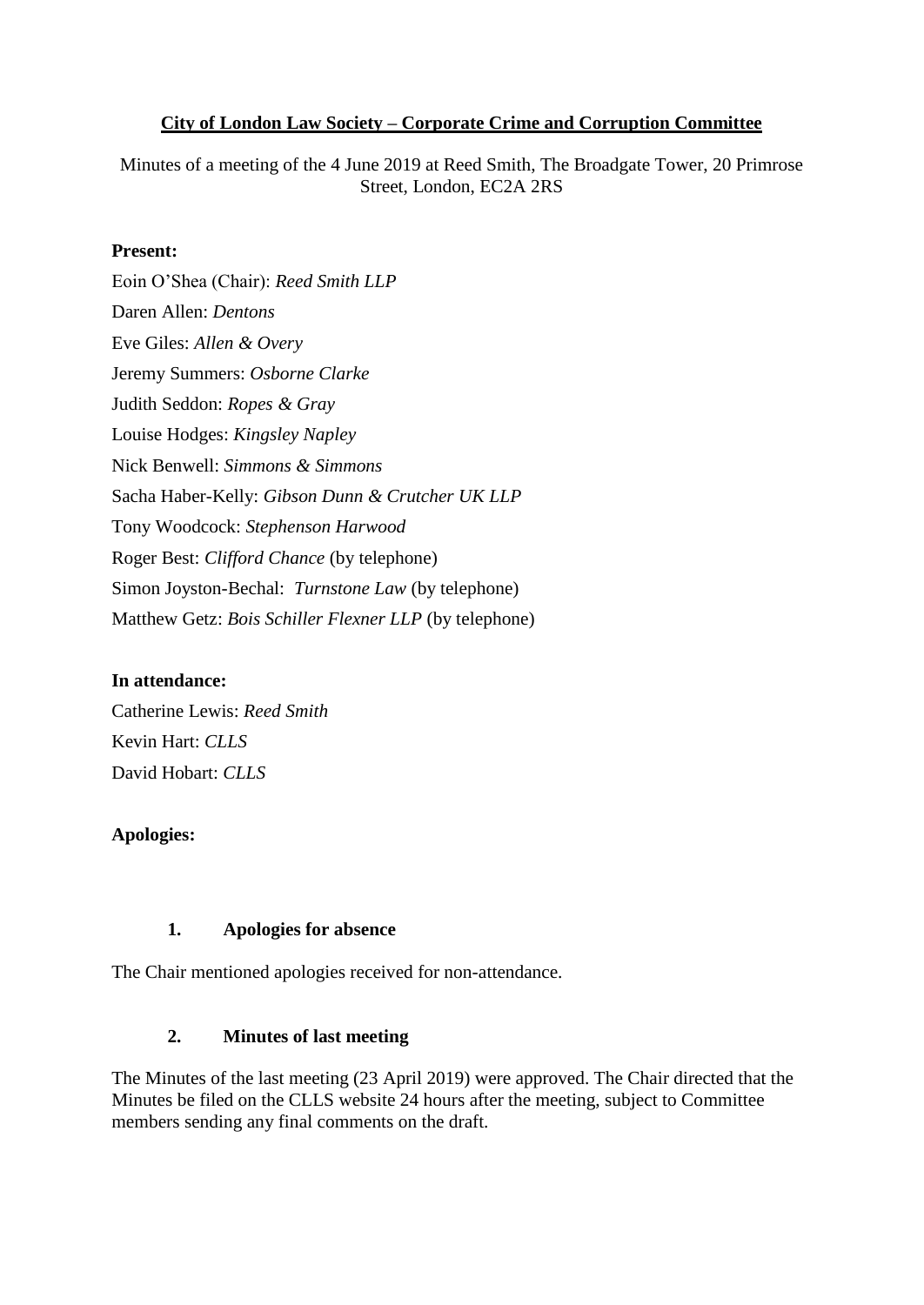**City of London Law Society – Corporate Crime and Corruption Committee**

Minutes of a meeting of the 4 June 2019 at Reed Smith, The Broadgate Tower, 20 Primrose Street, London, EC2A 2RS

**Present:**

Eoin O'Shea (Chair): *Reed Smith LLP*
Daren Allen: *Dentons*
Eve Giles: *Allen & Overy*
Jeremy Summers: *Osborne Clarke*
Judith Seddon: *Ropes & Gray*
Louise Hodges: *Kingsley Napley*
Nick Benwell: *Simmons & Simmons*
Sacha Haber-Kelly: *Gibson Dunn & Crutcher UK LLP*
Tony Woodcock: *Stephenson Harwood*
Roger Best: *Clifford Chance* (by telephone)
Simon Joyston-Bechal: *Turnstone Law* (by telephone)
Matthew Getz: *Bois Schiller Flexner LLP* (by telephone)

**In attendance:**

Catherine Lewis: *Reed Smith*
Kevin Hart: *CLLS*
David Hobart: *CLLS*

**Apologies:**

**1. Apologies for absence**

The Chair mentioned apologies received for non-attendance.

**2. Minutes of last meeting**

The Minutes of the last meeting (23 April 2019) were approved. The Chair directed that the Minutes be filed on the CLLS website 24 hours after the meeting, subject to Committee members sending any final comments on the draft.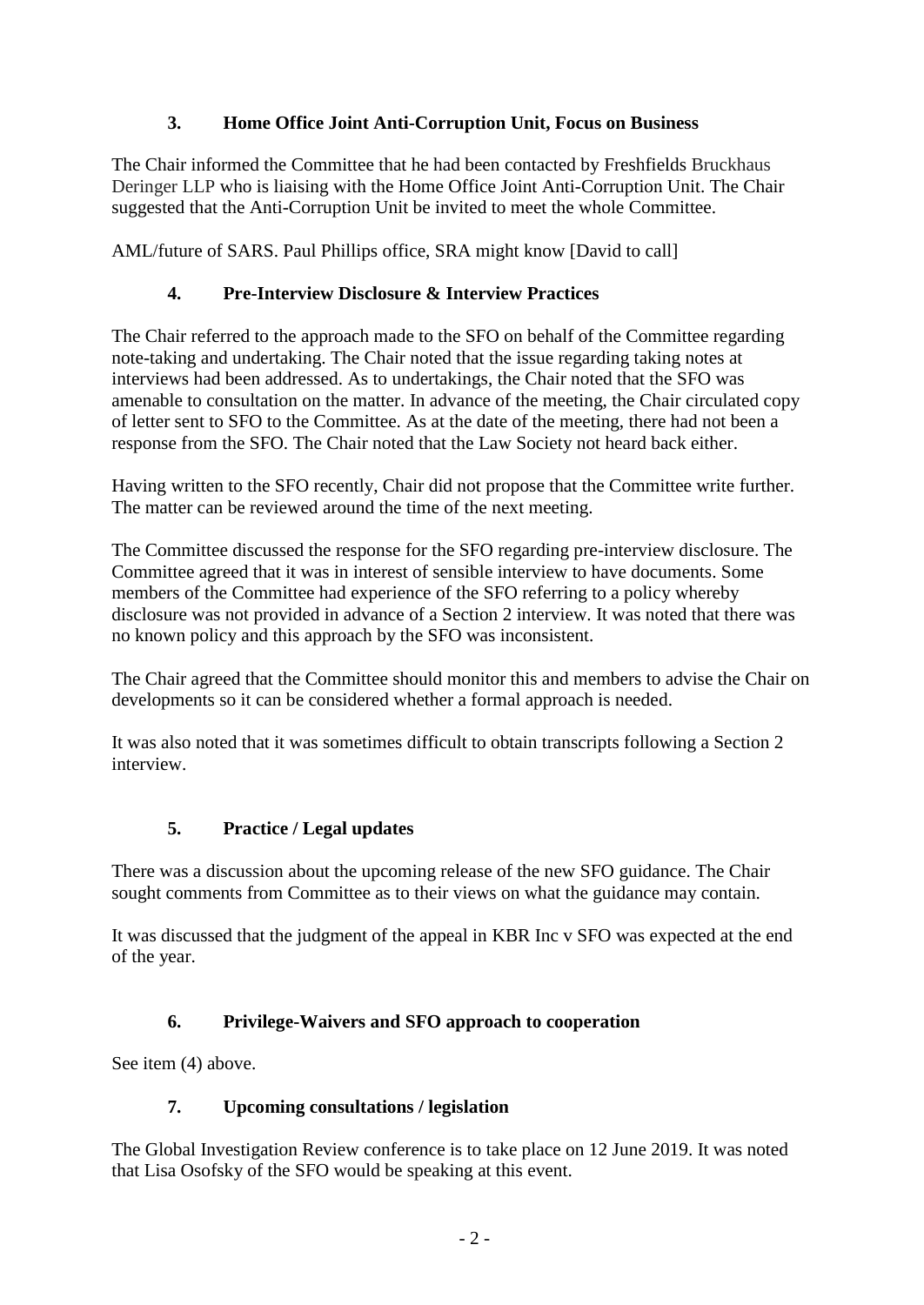## 3. Home Office Joint Anti-Corruption Unit, Focus on Business

The Chair informed the Committee that he had been contacted by Freshfields Bruckhaus Deringer LLP who is liaising with the Home Office Joint Anti-Corruption Unit. The Chair suggested that the Anti-Corruption Unit be invited to meet the whole Committee.

AML/future of SARS. Paul Phillips office, SRA might know [David to call]

## 4. Pre-Interview Disclosure & Interview Practices

The Chair referred to the approach made to the SFO on behalf of the Committee regarding note-taking and undertaking. The Chair noted that the issue regarding taking notes at interviews had been addressed. As to undertakings, the Chair noted that the SFO was amenable to consultation on the matter. In advance of the meeting, the Chair circulated copy of letter sent to SFO to the Committee. As at the date of the meeting, there had not been a response from the SFO. The Chair noted that the Law Society not heard back either.

Having written to the SFO recently, Chair did not propose that the Committee write further. The matter can be reviewed around the time of the next meeting.

The Committee discussed the response for the SFO regarding pre-interview disclosure. The Committee agreed that it was in interest of sensible interview to have documents. Some members of the Committee had experience of the SFO referring to a policy whereby disclosure was not provided in advance of a Section 2 interview. It was noted that there was no known policy and this approach by the SFO was inconsistent.

The Chair agreed that the Committee should monitor this and members to advise the Chair on developments so it can be considered whether a formal approach is needed.

It was also noted that it was sometimes difficult to obtain transcripts following a Section 2 interview.

## 5. Practice / Legal updates

There was a discussion about the upcoming release of the new SFO guidance. The Chair sought comments from Committee as to their views on what the guidance may contain.

It was discussed that the judgment of the appeal in KBR Inc v SFO was expected at the end of the year.

## 6. Privilege-Waivers and SFO approach to cooperation

See item (4) above.

## 7. Upcoming consultations / legislation

The Global Investigation Review conference is to take place on 12 June 2019. It was noted that Lisa Osofsky of the SFO would be speaking at this event.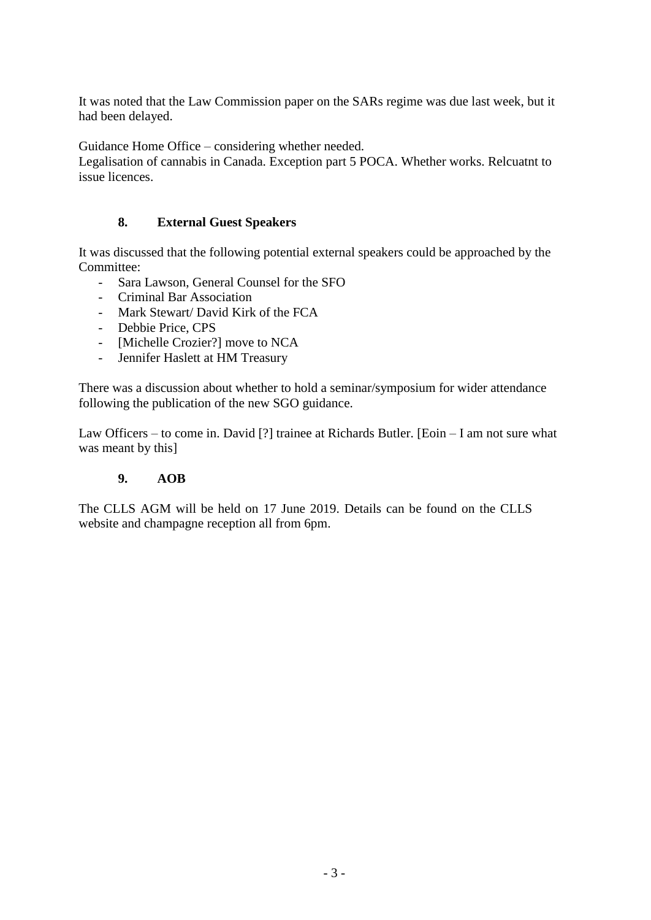It was noted that the Law Commission paper on the SARs regime was due last week, but it had been delayed.

Guidance Home Office – considering whether needed.
Legalisation of cannabis in Canada. Exception part 5 POCA. Whether works. Relcuatnt to issue licences.

## 8. External Guest Speakers

It was discussed that the following potential external speakers could be approached by the Committee:

- Sara Lawson, General Counsel for the SFO
- Criminal Bar Association
- Mark Stewart/ David Kirk of the FCA
- Debbie Price, CPS
- [Michelle Crozier?] move to NCA
- Jennifer Haslett at HM Treasury

There was a discussion about whether to hold a seminar/symposium for wider attendance following the publication of the new SGO guidance.

Law Officers – to come in. David [?] trainee at Richards Butler. [Eoin – I am not sure what was meant by this]

## 9. AOB

The CLLS AGM will be held on 17 June 2019. Details can be found on the CLLS website and champagne reception all from 6pm.